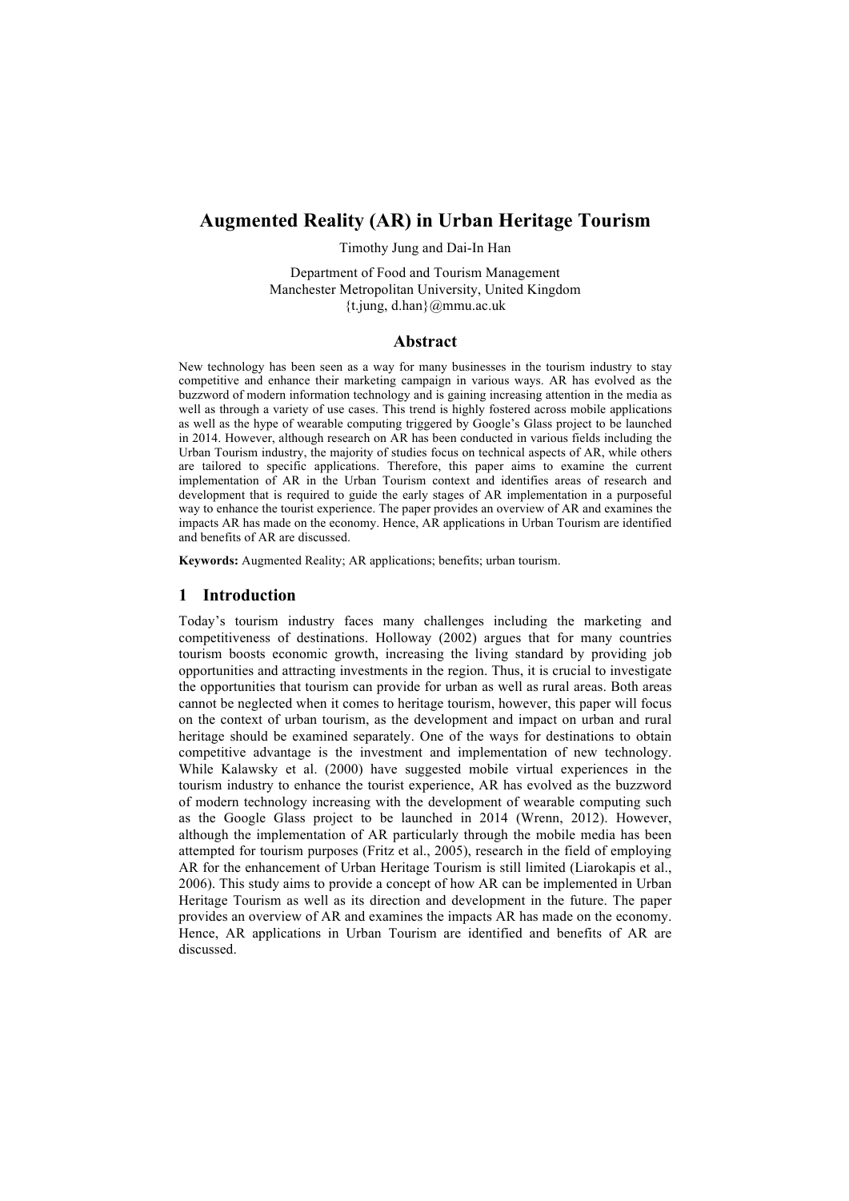# Augmented Reality (AR) in Urban Heritage Tourism

Timothy Jung and Dai-In Han

Department of Food and Tourism Management
Manchester Metropolitan University, United Kingdom
{t.jung, d.han}@mmu.ac.uk

## Abstract

New technology has been seen as a way for many businesses in the tourism industry to stay competitive and enhance their marketing campaign in various ways. AR has evolved as the buzzword of modern information technology and is gaining increasing attention in the media as well as through a variety of use cases. This trend is highly fostered across mobile applications as well as the hype of wearable computing triggered by Google's Glass project to be launched in 2014. However, although research on AR has been conducted in various fields including the Urban Tourism industry, the majority of studies focus on technical aspects of AR, while others are tailored to specific applications. Therefore, this paper aims to examine the current implementation of AR in the Urban Tourism context and identifies areas of research and development that is required to guide the early stages of AR implementation in a purposeful way to enhance the tourist experience. The paper provides an overview of AR and examines the impacts AR has made on the economy. Hence, AR applications in Urban Tourism are identified and benefits of AR are discussed.

**Keywords:** Augmented Reality; AR applications; benefits; urban tourism.

## 1 Introduction

Today's tourism industry faces many challenges including the marketing and competitiveness of destinations. Holloway (2002) argues that for many countries tourism boosts economic growth, increasing the living standard by providing job opportunities and attracting investments in the region. Thus, it is crucial to investigate the opportunities that tourism can provide for urban as well as rural areas. Both areas cannot be neglected when it comes to heritage tourism, however, this paper will focus on the context of urban tourism, as the development and impact on urban and rural heritage should be examined separately. One of the ways for destinations to obtain competitive advantage is the investment and implementation of new technology. While Kalawsky et al. (2000) have suggested mobile virtual experiences in the tourism industry to enhance the tourist experience, AR has evolved as the buzzword of modern technology increasing with the development of wearable computing such as the Google Glass project to be launched in 2014 (Wrenn, 2012). However, although the implementation of AR particularly through the mobile media has been attempted for tourism purposes (Fritz et al., 2005), research in the field of employing AR for the enhancement of Urban Heritage Tourism is still limited (Liarokapis et al., 2006). This study aims to provide a concept of how AR can be implemented in Urban Heritage Tourism as well as its direction and development in the future. The paper provides an overview of AR and examines the impacts AR has made on the economy. Hence, AR applications in Urban Tourism are identified and benefits of AR are discussed.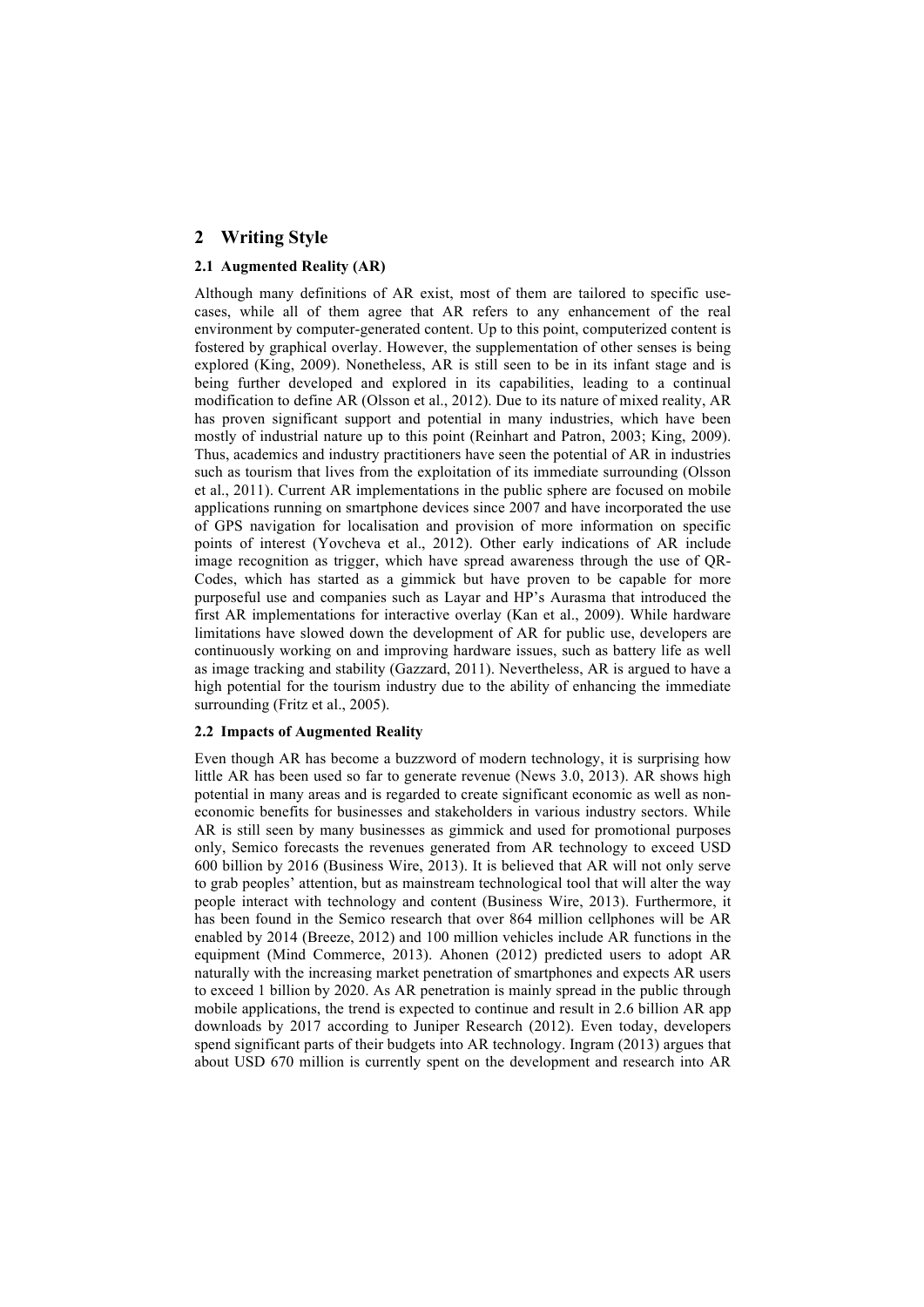## 2 Writing Style

### 2.1 Augmented Reality (AR)

Although many definitions of AR exist, most of them are tailored to specific use-cases, while all of them agree that AR refers to any enhancement of the real environment by computer-generated content. Up to this point, computerized content is fostered by graphical overlay. However, the supplementation of other senses is being explored (King, 2009). Nonetheless, AR is still seen to be in its infant stage and is being further developed and explored in its capabilities, leading to a continual modification to define AR (Olsson et al., 2012). Due to its nature of mixed reality, AR has proven significant support and potential in many industries, which have been mostly of industrial nature up to this point (Reinhart and Patron, 2003; King, 2009). Thus, academics and industry practitioners have seen the potential of AR in industries such as tourism that lives from the exploitation of its immediate surrounding (Olsson et al., 2011). Current AR implementations in the public sphere are focused on mobile applications running on smartphone devices since 2007 and have incorporated the use of GPS navigation for localisation and provision of more information on specific points of interest (Yovcheva et al., 2012). Other early indications of AR include image recognition as trigger, which have spread awareness through the use of QR-Codes, which has started as a gimmick but have proven to be capable for more purposeful use and companies such as Layar and HP's Aurasma that introduced the first AR implementations for interactive overlay (Kan et al., 2009). While hardware limitations have slowed down the development of AR for public use, developers are continuously working on and improving hardware issues, such as battery life as well as image tracking and stability (Gazzard, 2011). Nevertheless, AR is argued to have a high potential for the tourism industry due to the ability of enhancing the immediate surrounding (Fritz et al., 2005).

### 2.2 Impacts of Augmented Reality

Even though AR has become a buzzword of modern technology, it is surprising how little AR has been used so far to generate revenue (News 3.0, 2013). AR shows high potential in many areas and is regarded to create significant economic as well as non-economic benefits for businesses and stakeholders in various industry sectors. While AR is still seen by many businesses as gimmick and used for promotional purposes only, Semico forecasts the revenues generated from AR technology to exceed USD 600 billion by 2016 (Business Wire, 2013). It is believed that AR will not only serve to grab peoples' attention, but as mainstream technological tool that will alter the way people interact with technology and content (Business Wire, 2013). Furthermore, it has been found in the Semico research that over 864 million cellphones will be AR enabled by 2014 (Breeze, 2012) and 100 million vehicles include AR functions in the equipment (Mind Commerce, 2013). Ahonen (2012) predicted users to adopt AR naturally with the increasing market penetration of smartphones and expects AR users to exceed 1 billion by 2020. As AR penetration is mainly spread in the public through mobile applications, the trend is expected to continue and result in 2.6 billion AR app downloads by 2017 according to Juniper Research (2012). Even today, developers spend significant parts of their budgets into AR technology. Ingram (2013) argues that about USD 670 million is currently spent on the development and research into AR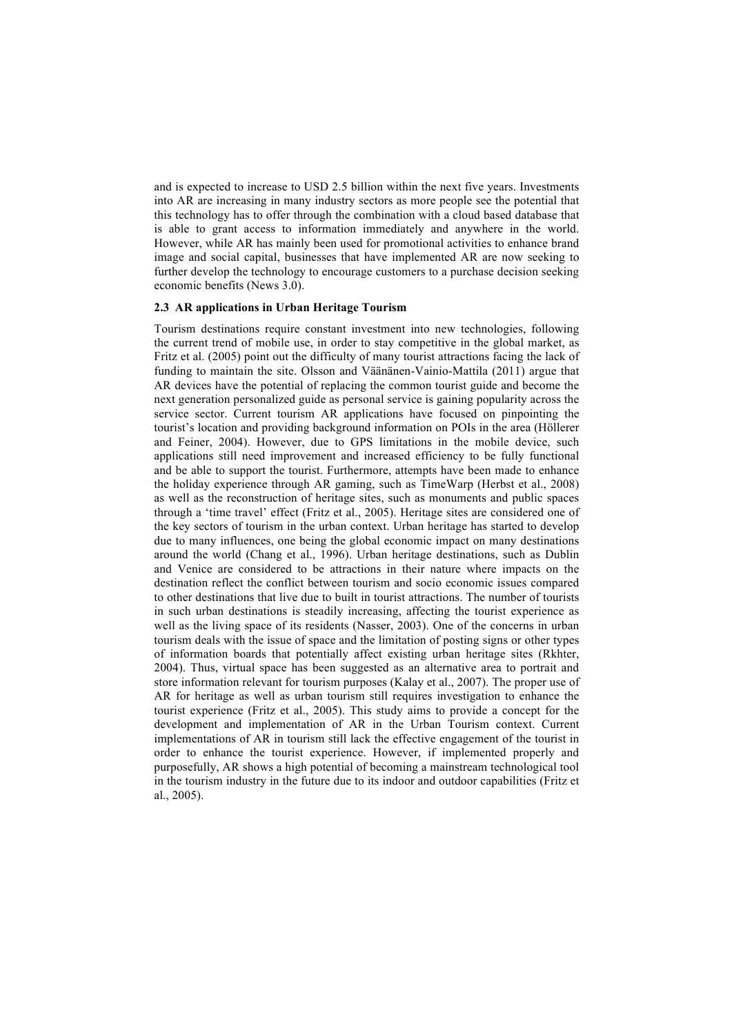and is expected to increase to USD 2.5 billion within the next five years. Investments into AR are increasing in many industry sectors as more people see the potential that this technology has to offer through the combination with a cloud based database that is able to grant access to information immediately and anywhere in the world. However, while AR has mainly been used for promotional activities to enhance brand image and social capital, businesses that have implemented AR are now seeking to further develop the technology to encourage customers to a purchase decision seeking economic benefits (News 3.0).

### 2.3 AR applications in Urban Heritage Tourism

Tourism destinations require constant investment into new technologies, following the current trend of mobile use, in order to stay competitive in the global market, as Fritz et al. (2005) point out the difficulty of many tourist attractions facing the lack of funding to maintain the site. Olsson and Väänänen-Vainio-Mattila (2011) argue that AR devices have the potential of replacing the common tourist guide and become the next generation personalized guide as personal service is gaining popularity across the service sector. Current tourism AR applications have focused on pinpointing the tourist's location and providing background information on POIs in the area (Höllerer and Feiner, 2004). However, due to GPS limitations in the mobile device, such applications still need improvement and increased efficiency to be fully functional and be able to support the tourist. Furthermore, attempts have been made to enhance the holiday experience through AR gaming, such as TimeWarp (Herbst et al., 2008) as well as the reconstruction of heritage sites, such as monuments and public spaces through a 'time travel' effect (Fritz et al., 2005). Heritage sites are considered one of the key sectors of tourism in the urban context. Urban heritage has started to develop due to many influences, one being the global economic impact on many destinations around the world (Chang et al., 1996). Urban heritage destinations, such as Dublin and Venice are considered to be attractions in their nature where impacts on the destination reflect the conflict between tourism and socio economic issues compared to other destinations that live due to built in tourist attractions. The number of tourists in such urban destinations is steadily increasing, affecting the tourist experience as well as the living space of its residents (Nasser, 2003). One of the concerns in urban tourism deals with the issue of space and the limitation of posting signs or other types of information boards that potentially affect existing urban heritage sites (Rkhter, 2004). Thus, virtual space has been suggested as an alternative area to portrait and store information relevant for tourism purposes (Kalay et al., 2007). The proper use of AR for heritage as well as urban tourism still requires investigation to enhance the tourist experience (Fritz et al., 2005). This study aims to provide a concept for the development and implementation of AR in the Urban Tourism context. Current implementations of AR in tourism still lack the effective engagement of the tourist in order to enhance the tourist experience. However, if implemented properly and purposefully, AR shows a high potential of becoming a mainstream technological tool in the tourism industry in the future due to its indoor and outdoor capabilities (Fritz et al., 2005).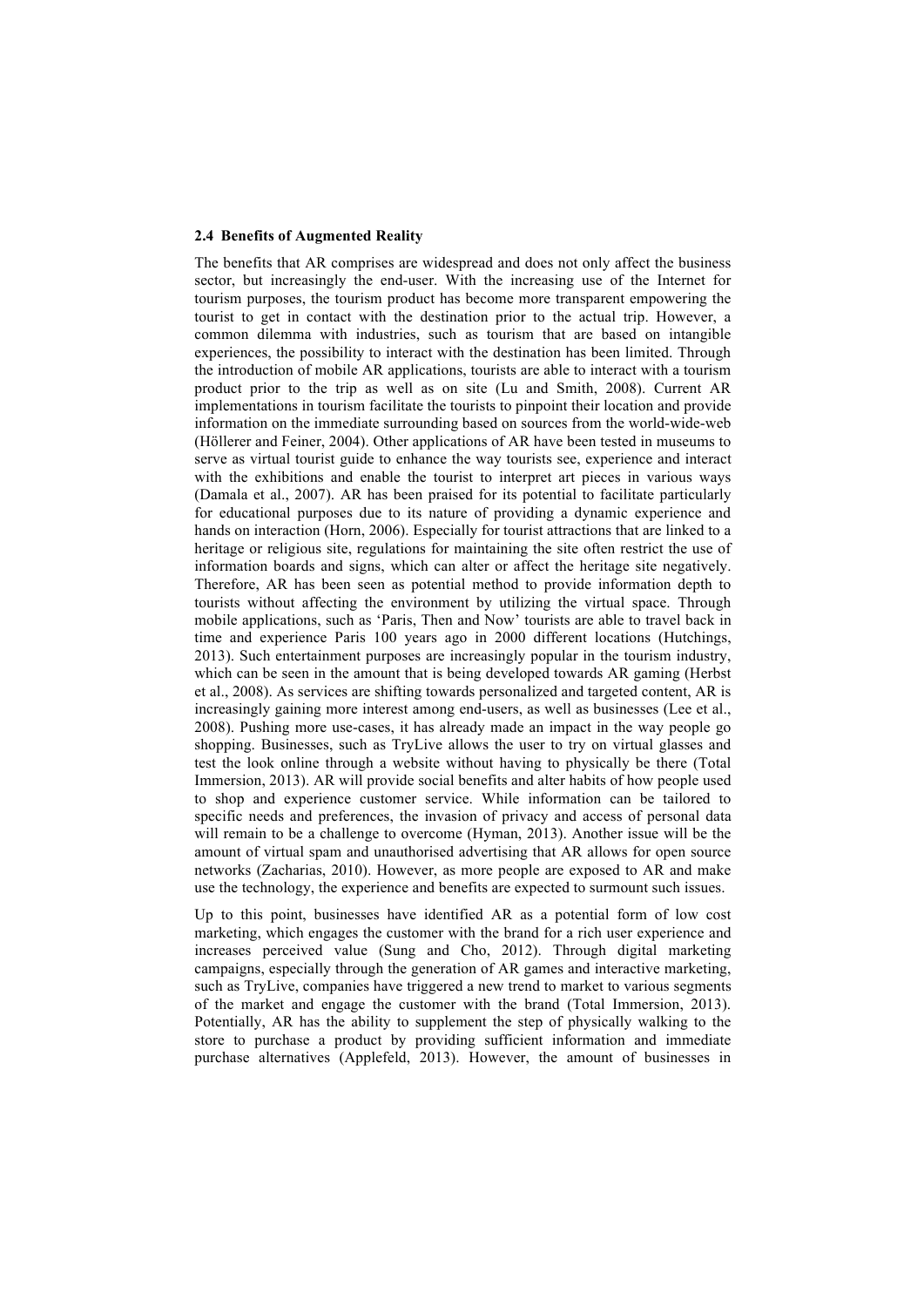### 2.4 Benefits of Augmented Reality

The benefits that AR comprises are widespread and does not only affect the business sector, but increasingly the end-user. With the increasing use of the Internet for tourism purposes, the tourism product has become more transparent empowering the tourist to get in contact with the destination prior to the actual trip. However, a common dilemma with industries, such as tourism that are based on intangible experiences, the possibility to interact with the destination has been limited. Through the introduction of mobile AR applications, tourists are able to interact with a tourism product prior to the trip as well as on site (Lu and Smith, 2008). Current AR implementations in tourism facilitate the tourists to pinpoint their location and provide information on the immediate surrounding based on sources from the world-wide-web (Höllerer and Feiner, 2004). Other applications of AR have been tested in museums to serve as virtual tourist guide to enhance the way tourists see, experience and interact with the exhibitions and enable the tourist to interpret art pieces in various ways (Damala et al., 2007). AR has been praised for its potential to facilitate particularly for educational purposes due to its nature of providing a dynamic experience and hands on interaction (Horn, 2006). Especially for tourist attractions that are linked to a heritage or religious site, regulations for maintaining the site often restrict the use of information boards and signs, which can alter or affect the heritage site negatively. Therefore, AR has been seen as potential method to provide information depth to tourists without affecting the environment by utilizing the virtual space. Through mobile applications, such as 'Paris, Then and Now' tourists are able to travel back in time and experience Paris 100 years ago in 2000 different locations (Hutchings, 2013). Such entertainment purposes are increasingly popular in the tourism industry, which can be seen in the amount that is being developed towards AR gaming (Herbst et al., 2008). As services are shifting towards personalized and targeted content, AR is increasingly gaining more interest among end-users, as well as businesses (Lee et al., 2008). Pushing more use-cases, it has already made an impact in the way people go shopping. Businesses, such as TryLive allows the user to try on virtual glasses and test the look online through a website without having to physically be there (Total Immersion, 2013). AR will provide social benefits and alter habits of how people used to shop and experience customer service. While information can be tailored to specific needs and preferences, the invasion of privacy and access of personal data will remain to be a challenge to overcome (Hyman, 2013). Another issue will be the amount of virtual spam and unauthorised advertising that AR allows for open source networks (Zacharias, 2010). However, as more people are exposed to AR and make use the technology, the experience and benefits are expected to surmount such issues.

Up to this point, businesses have identified AR as a potential form of low cost marketing, which engages the customer with the brand for a rich user experience and increases perceived value (Sung and Cho, 2012). Through digital marketing campaigns, especially through the generation of AR games and interactive marketing, such as TryLive, companies have triggered a new trend to market to various segments of the market and engage the customer with the brand (Total Immersion, 2013). Potentially, AR has the ability to supplement the step of physically walking to the store to purchase a product by providing sufficient information and immediate purchase alternatives (Applefeld, 2013). However, the amount of businesses in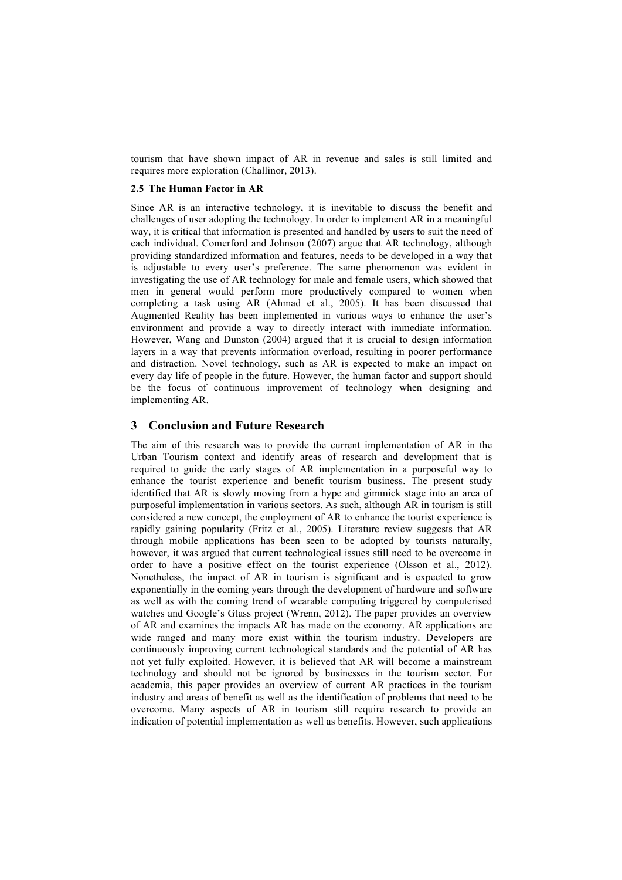tourism that have shown impact of AR in revenue and sales is still limited and requires more exploration (Challinor, 2013).

### 2.5 The Human Factor in AR

Since AR is an interactive technology, it is inevitable to discuss the benefit and challenges of user adopting the technology. In order to implement AR in a meaningful way, it is critical that information is presented and handled by users to suit the need of each individual. Comerford and Johnson (2007) argue that AR technology, although providing standardized information and features, needs to be developed in a way that is adjustable to every user's preference. The same phenomenon was evident in investigating the use of AR technology for male and female users, which showed that men in general would perform more productively compared to women when completing a task using AR (Ahmad et al., 2005). It has been discussed that Augmented Reality has been implemented in various ways to enhance the user's environment and provide a way to directly interact with immediate information. However, Wang and Dunston (2004) argued that it is crucial to design information layers in a way that prevents information overload, resulting in poorer performance and distraction. Novel technology, such as AR is expected to make an impact on every day life of people in the future. However, the human factor and support should be the focus of continuous improvement of technology when designing and implementing AR.

## 3 Conclusion and Future Research

The aim of this research was to provide the current implementation of AR in the Urban Tourism context and identify areas of research and development that is required to guide the early stages of AR implementation in a purposeful way to enhance the tourist experience and benefit tourism business. The present study identified that AR is slowly moving from a hype and gimmick stage into an area of purposeful implementation in various sectors. As such, although AR in tourism is still considered a new concept, the employment of AR to enhance the tourist experience is rapidly gaining popularity (Fritz et al., 2005). Literature review suggests that AR through mobile applications has been seen to be adopted by tourists naturally, however, it was argued that current technological issues still need to be overcome in order to have a positive effect on the tourist experience (Olsson et al., 2012). Nonetheless, the impact of AR in tourism is significant and is expected to grow exponentially in the coming years through the development of hardware and software as well as with the coming trend of wearable computing triggered by computerised watches and Google's Glass project (Wrenn, 2012). The paper provides an overview of AR and examines the impacts AR has made on the economy. AR applications are wide ranged and many more exist within the tourism industry. Developers are continuously improving current technological standards and the potential of AR has not yet fully exploited. However, it is believed that AR will become a mainstream technology and should not be ignored by businesses in the tourism sector. For academia, this paper provides an overview of current AR practices in the tourism industry and areas of benefit as well as the identification of problems that need to be overcome. Many aspects of AR in tourism still require research to provide an indication of potential implementation as well as benefits. However, such applications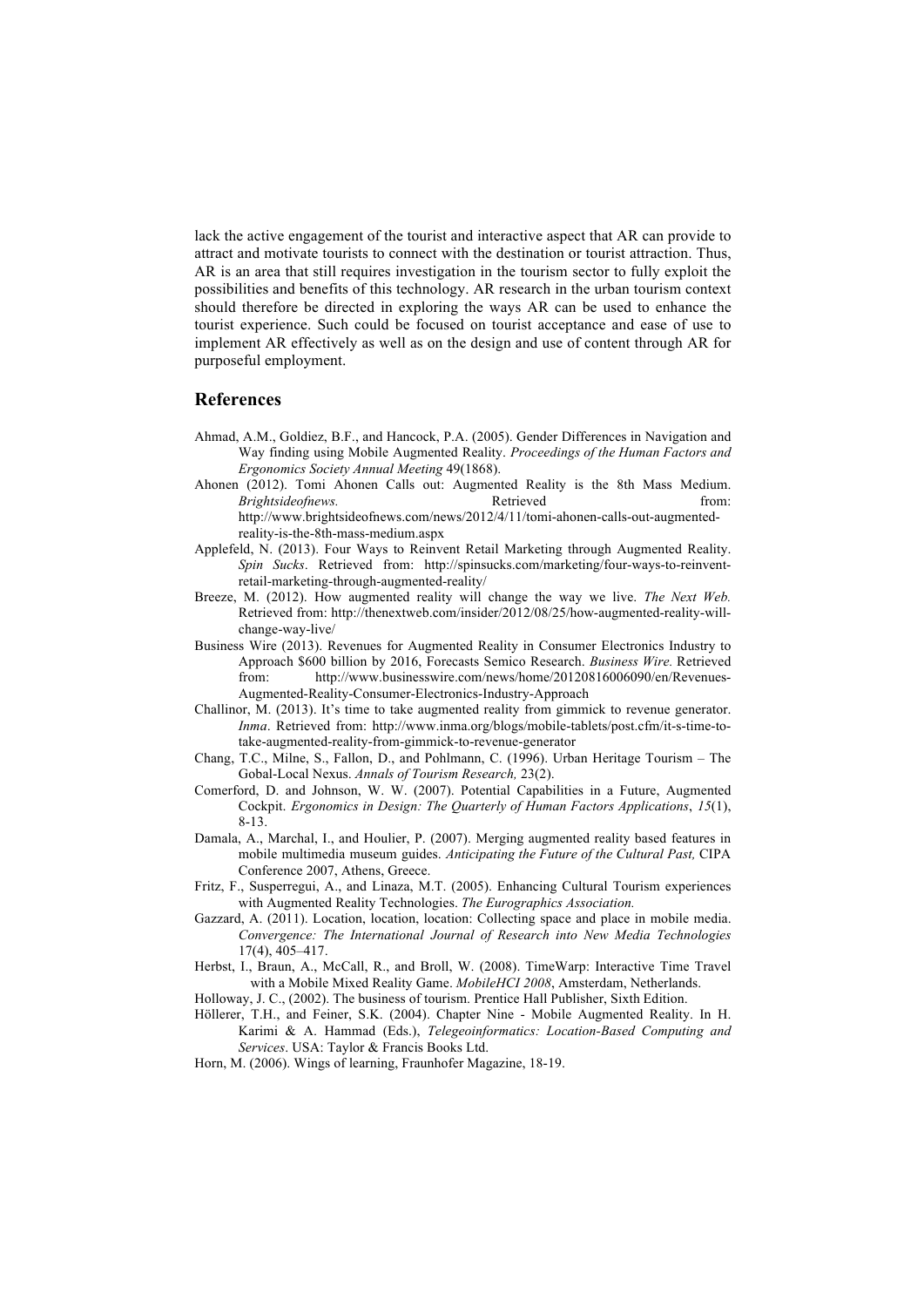lack the active engagement of the tourist and interactive aspect that AR can provide to attract and motivate tourists to connect with the destination or tourist attraction. Thus, AR is an area that still requires investigation in the tourism sector to fully exploit the possibilities and benefits of this technology. AR research in the urban tourism context should therefore be directed in exploring the ways AR can be used to enhance the tourist experience. Such could be focused on tourist acceptance and ease of use to implement AR effectively as well as on the design and use of content through AR for purposeful employment.

## References

Ahmad, A.M., Goldiez, B.F., and Hancock, P.A. (2005). Gender Differences in Navigation and Way finding using Mobile Augmented Reality. *Proceedings of the Human Factors and Ergonomics Society Annual Meeting* 49(1868).

Ahonen (2012). Tomi Ahonen Calls out: Augmented Reality is the 8th Mass Medium. *Brightsideofnews.* Retrieved from: http://www.brightsideofnews.com/news/2012/4/11/tomi-ahonen-calls-out-augmented-reality-is-the-8th-mass-medium.aspx

Applefeld, N. (2013). Four Ways to Reinvent Retail Marketing through Augmented Reality. *Spin Sucks*. Retrieved from: http://spinsucks.com/marketing/four-ways-to-reinvent-retail-marketing-through-augmented-reality/

Breeze, M. (2012). How augmented reality will change the way we live. *The Next Web.* Retrieved from: http://thenextweb.com/insider/2012/08/25/how-augmented-reality-will-change-way-live/

Business Wire (2013). Revenues for Augmented Reality in Consumer Electronics Industry to Approach $600 billion by 2016, Forecasts Semico Research. *Business Wire.* Retrieved from: http://www.businesswire.com/news/home/20120816006090/en/Revenues-Augmented-Reality-Consumer-Electronics-Industry-Approach

Challinor, M. (2013). It's time to take augmented reality from gimmick to revenue generator. *Inma*. Retrieved from: http://www.inma.org/blogs/mobile-tablets/post.cfm/it-s-time-to-take-augmented-reality-from-gimmick-to-revenue-generator

Chang, T.C., Milne, S., Fallon, D., and Pohlmann, C. (1996). Urban Heritage Tourism – The Gobal-Local Nexus. *Annals of Tourism Research,* 23(2).

Comerford, D. and Johnson, W. W. (2007). Potential Capabilities in a Future, Augmented Cockpit. *Ergonomics in Design: The Quarterly of Human Factors Applications*, *15*(1), 8-13.

Damala, A., Marchal, I., and Houlier, P. (2007). Merging augmented reality based features in mobile multimedia museum guides. *Anticipating the Future of the Cultural Past,* CIPA Conference 2007, Athens, Greece.

Fritz, F., Susperregui, A., and Linaza, M.T. (2005). Enhancing Cultural Tourism experiences with Augmented Reality Technologies. *The Eurographics Association.*

Gazzard, A. (2011). Location, location, location: Collecting space and place in mobile media. *Convergence: The International Journal of Research into New Media Technologies* 17(4), 405–417.

Herbst, I., Braun, A., McCall, R., and Broll, W. (2008). TimeWarp: Interactive Time Travel with a Mobile Mixed Reality Game. *MobileHCI 2008*, Amsterdam, Netherlands.

Holloway, J. C., (2002). The business of tourism. Prentice Hall Publisher, Sixth Edition.

Höllerer, T.H., and Feiner, S.K. (2004). Chapter Nine - Mobile Augmented Reality. In H. Karimi & A. Hammad (Eds.), *Telegeoinformatics: Location-Based Computing and Services*. USA: Taylor & Francis Books Ltd.

Horn, M. (2006). Wings of learning, Fraunhofer Magazine, 18-19.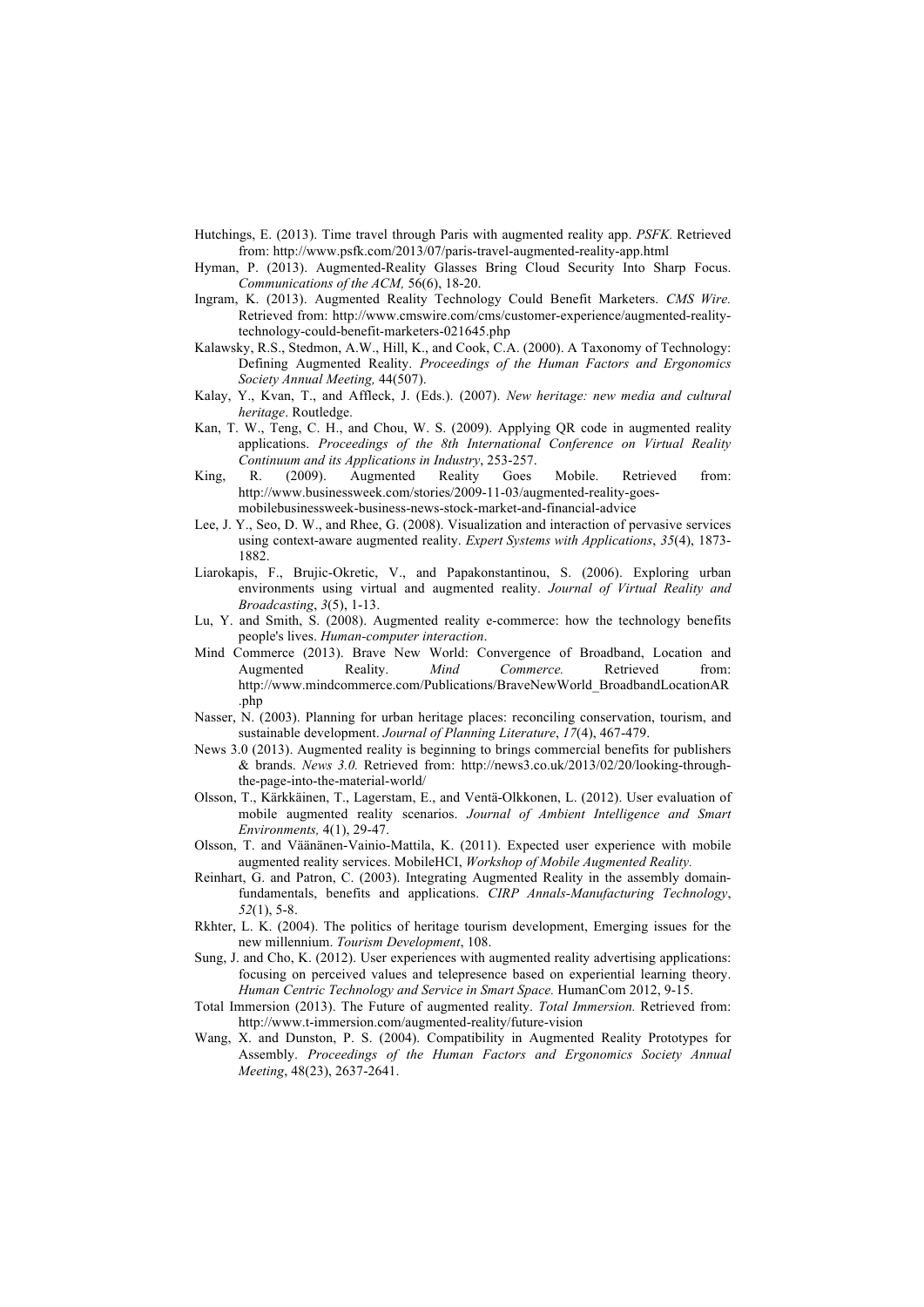Hutchings, E. (2013). Time travel through Paris with augmented reality app. *PSFK.* Retrieved from: http://www.psfk.com/2013/07/paris-travel-augmented-reality-app.html

Hyman, P. (2013). Augmented-Reality Glasses Bring Cloud Security Into Sharp Focus. *Communications of the ACM,* 56(6), 18-20.

Ingram, K. (2013). Augmented Reality Technology Could Benefit Marketers. *CMS Wire.* Retrieved from: http://www.cmswire.com/cms/customer-experience/augmented-reality-technology-could-benefit-marketers-021645.php

Kalawsky, R.S., Stedmon, A.W., Hill, K., and Cook, C.A. (2000). A Taxonomy of Technology: Defining Augmented Reality. *Proceedings of the Human Factors and Ergonomics Society Annual Meeting,* 44(507).

Kalay, Y., Kvan, T., and Affleck, J. (Eds.). (2007). *New heritage: new media and cultural heritage*. Routledge.

Kan, T. W., Teng, C. H., and Chou, W. S. (2009). Applying QR code in augmented reality applications. *Proceedings of the 8th International Conference on Virtual Reality Continuum and its Applications in Industry*, 253-257.

King, R. (2009). Augmented Reality Goes Mobile. Retrieved from: http://www.businessweek.com/stories/2009-11-03/augmented-reality-goes-mobilebusinessweek-business-news-stock-market-and-financial-advice

Lee, J. Y., Seo, D. W., and Rhee, G. (2008). Visualization and interaction of pervasive services using context-aware augmented reality. *Expert Systems with Applications*, *35*(4), 1873-1882.

Liarokapis, F., Brujic-Okretic, V., and Papakonstantinou, S. (2006). Exploring urban environments using virtual and augmented reality. *Journal of Virtual Reality and Broadcasting*, *3*(5), 1-13.

Lu, Y. and Smith, S. (2008). Augmented reality e-commerce: how the technology benefits people's lives. *Human-computer interaction*.

Mind Commerce (2013). Brave New World: Convergence of Broadband, Location and Augmented Reality. *Mind Commerce.* Retrieved from: http://www.mindcommerce.com/Publications/BraveNewWorld_BroadbandLocationAR.php

Nasser, N. (2003). Planning for urban heritage places: reconciling conservation, tourism, and sustainable development. *Journal of Planning Literature*, *17*(4), 467-479.

News 3.0 (2013). Augmented reality is beginning to brings commercial benefits for publishers & brands. *News 3.0.* Retrieved from: http://news3.co.uk/2013/02/20/looking-through-the-page-into-the-material-world/

Olsson, T., Kärkkäinen, T., Lagerstam, E., and Ventä-Olkkonen, L. (2012). User evaluation of mobile augmented reality scenarios. *Journal of Ambient Intelligence and Smart Environments,* 4(1), 29-47.

Olsson, T. and Väänänen-Vainio-Mattila, K. (2011). Expected user experience with mobile augmented reality services. MobileHCI, *Workshop of Mobile Augmented Reality.*

Reinhart, G. and Patron, C. (2003). Integrating Augmented Reality in the assembly domain-fundamentals, benefits and applications. *CIRP Annals-Manufacturing Technology*, *52*(1), 5-8.

Rkhter, L. K. (2004). The politics of heritage tourism development, Emerging issues for the new millennium. *Tourism Development*, 108.

Sung, J. and Cho, K. (2012). User experiences with augmented reality advertising applications: focusing on perceived values and telepresence based on experiential learning theory. *Human Centric Technology and Service in Smart Space.* HumanCom 2012, 9-15.

Total Immersion (2013). The Future of augmented reality. *Total Immersion.* Retrieved from: http://www.t-immersion.com/augmented-reality/future-vision

Wang, X. and Dunston, P. S. (2004). Compatibility in Augmented Reality Prototypes for Assembly. *Proceedings of the Human Factors and Ergonomics Society Annual Meeting*, 48(23), 2637-2641.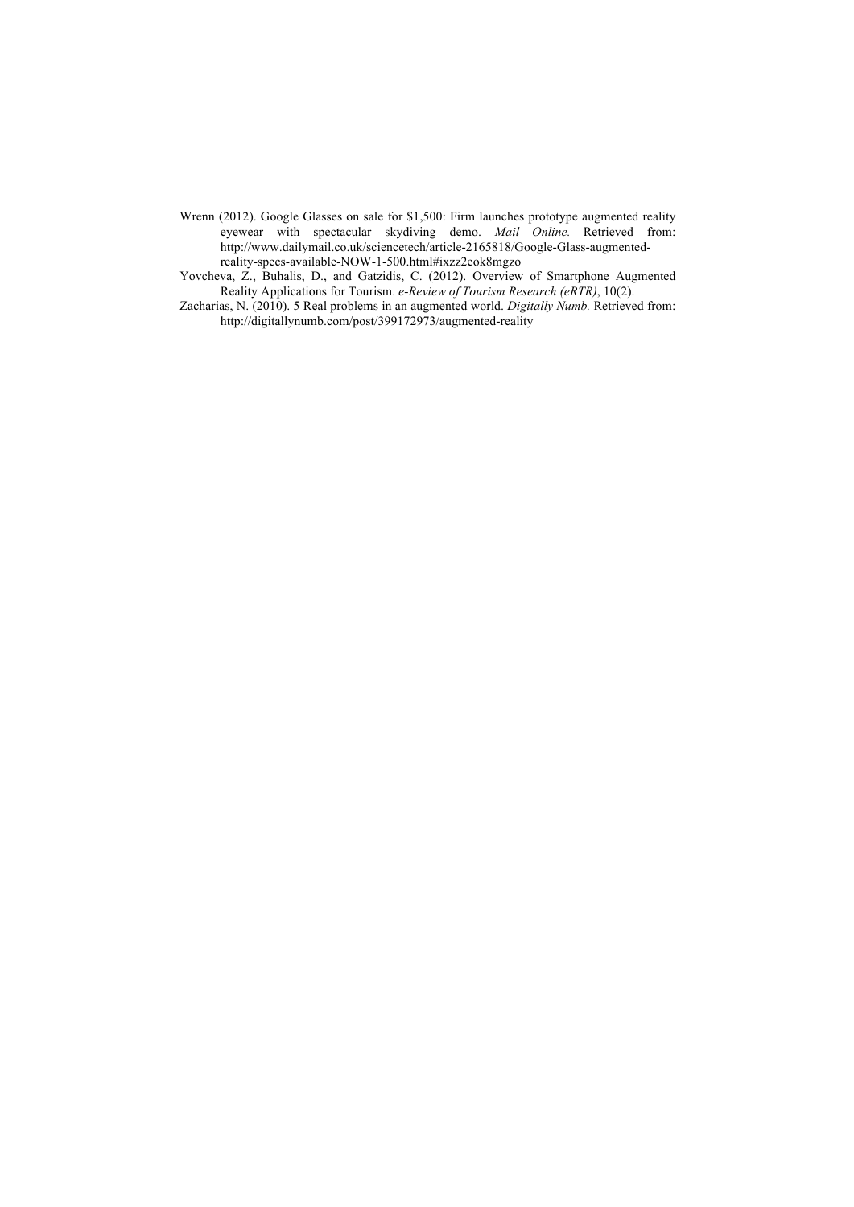Wrenn (2012). Google Glasses on sale for $1,500: Firm launches prototype augmented reality eyewear with spectacular skydiving demo. *Mail Online.* Retrieved from: http://www.dailymail.co.uk/sciencetech/article-2165818/Google-Glass-augmented-reality-specs-available-NOW-1-500.html#ixzz2eok8mgzo

Yovcheva, Z., Buhalis, D., and Gatzidis, C. (2012). Overview of Smartphone Augmented Reality Applications for Tourism. *e-Review of Tourism Research (eRTR)*, 10(2).

Zacharias, N. (2010). 5 Real problems in an augmented world. *Digitally Numb.* Retrieved from: http://digitallynumb.com/post/399172973/augmented-reality